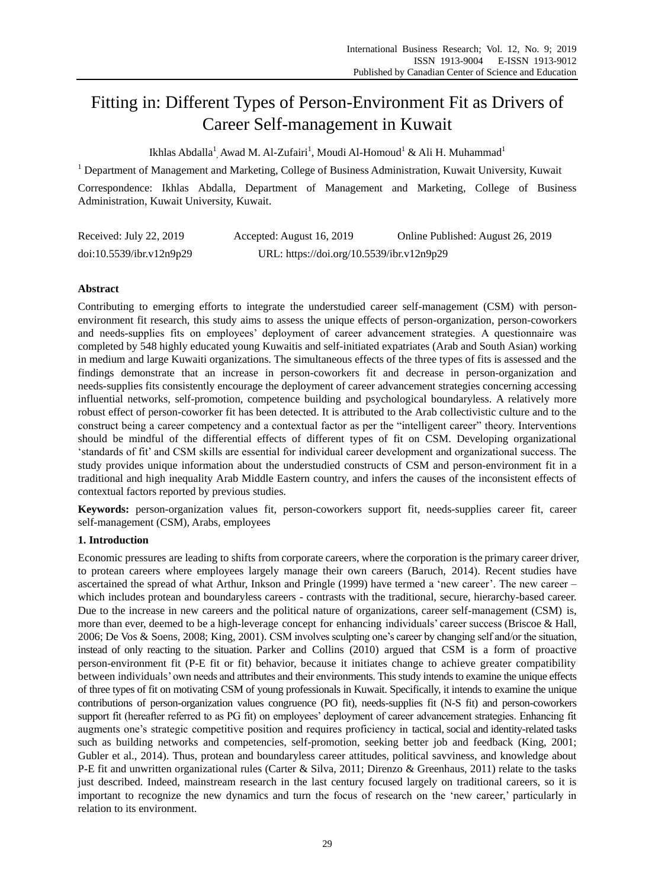# Fitting in: Different Types of Person-Environment Fit as Drivers of Career Self-management in Kuwait

Ikhlas Abdalla[1], Awad M. Al-Zufairi[1], Moudi Al-Homoud[1] & Ali H. Muhammad[1]

[1] Department of Management and Marketing, College of Business Administration, Kuwait University, Kuwait

Correspondence: Ikhlas Abdalla, Department of Management and Marketing, College of Business Administration, Kuwait University, Kuwait.

Received: July 22, 2019 Accepted: August 16, 2019 Online Published: August 26, 2019

doi:10.5539/ibr.v12n9p29 URL: https://doi.org/10.5539/ibr.v12n9p29

## Abstract

Contributing to emerging efforts to integrate the understudied career self-management (CSM) with person-environment fit research, this study aims to assess the unique effects of person-organization, person-coworkers and needs-supplies fits on employees' deployment of career advancement strategies. A questionnaire was completed by 548 highly educated young Kuwaitis and self-initiated expatriates (Arab and South Asian) working in medium and large Kuwaiti organizations. The simultaneous effects of the three types of fits is assessed and the findings demonstrate that an increase in person-coworkers fit and decrease in person-organization and needs-supplies fits consistently encourage the deployment of career advancement strategies concerning accessing influential networks, self-promotion, competence building and psychological boundaryless. A relatively more robust effect of person-coworker fit has been detected. It is attributed to the Arab collectivistic culture and to the construct being a career competency and a contextual factor as per the "intelligent career" theory. Interventions should be mindful of the differential effects of different types of fit on CSM. Developing organizational 'standards of fit' and CSM skills are essential for individual career development and organizational success. The study provides unique information about the understudied constructs of CSM and person-environment fit in a traditional and high inequality Arab Middle Eastern country, and infers the causes of the inconsistent effects of contextual factors reported by previous studies.

**Keywords:** person-organization values fit, person-coworkers support fit, needs-supplies career fit, career self-management (CSM), Arabs, employees

## 1. Introduction

Economic pressures are leading to shifts from corporate careers, where the corporation is the primary career driver, to protean careers where employees largely manage their own careers (Baruch, 2014). Recent studies have ascertained the spread of what Arthur, Inkson and Pringle (1999) have termed a 'new career'. The new career – which includes protean and boundaryless careers - contrasts with the traditional, secure, hierarchy-based career. Due to the increase in new careers and the political nature of organizations, career self-management (CSM) is, more than ever, deemed to be a high-leverage concept for enhancing individuals' career success (Briscoe & Hall, 2006; De Vos & Soens, 2008; King, 2001). CSM involves sculpting one's career by changing self and/or the situation, instead of only reacting to the situation. Parker and Collins (2010) argued that CSM is a form of proactive person-environment fit (P-E fit or fit) behavior, because it initiates change to achieve greater compatibility between individuals' own needs and attributes and their environments. This study intends to examine the unique effects of three types of fit on motivating CSM of young professionals in Kuwait. Specifically, it intends to examine the unique contributions of person-organization values congruence (PO fit), needs-supplies fit (N-S fit) and person-coworkers support fit (hereafter referred to as PG fit) on employees' deployment of career advancement strategies. Enhancing fit augments one's strategic competitive position and requires proficiency in tactical, social and identity-related tasks such as building networks and competencies, self-promotion, seeking better job and feedback (King, 2001; Gubler et al., 2014). Thus, protean and boundaryless career attitudes, political savviness, and knowledge about P-E fit and unwritten organizational rules (Carter & Silva, 2011; Direnzo & Greenhaus, 2011) relate to the tasks just described. Indeed, mainstream research in the last century focused largely on traditional careers, so it is important to recognize the new dynamics and turn the focus of research on the 'new career,' particularly in relation to its environment.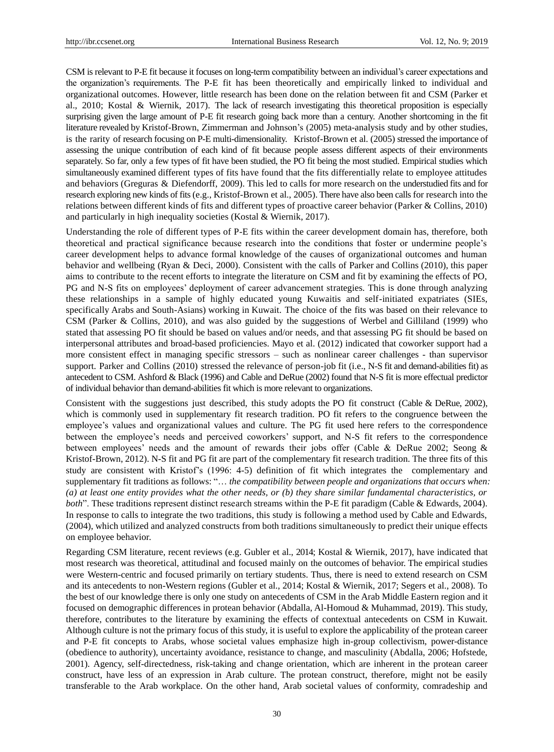CSM is relevant to P-E fit because it focuses on long-term compatibility between an individual's career expectations and the organization's requirements. The P-E fit has been theoretically and empirically linked to individual and organizational outcomes. However, little research has been done on the relation between fit and CSM (Parker et al., 2010; Kostal & Wiernik, 2017). The lack of research investigating this theoretical proposition is especially surprising given the large amount of P-E fit research going back more than a century. Another shortcoming in the fit literature revealed by Kristof-Brown, Zimmerman and Johnson's (2005) meta-analysis study and by other studies, is the rarity of research focusing on P-E multi-dimensionality. Kristof-Brown et al. (2005) stressed the importance of assessing the unique contribution of each kind of fit because people assess different aspects of their environments separately. So far, only a few types of fit have been studied, the PO fit being the most studied. Empirical studies which simultaneously examined different types of fits have found that the fits differentially relate to employee attitudes and behaviors (Greguras & Diefendorff, 2009). This led to calls for more research on the understudied fits and for research exploring new kinds of fits (e.g., Kristof-Brown et al., 2005). There have also been calls for research into the relations between different kinds of fits and different types of proactive career behavior (Parker & Collins, 2010) and particularly in high inequality societies (Kostal & Wiernik, 2017).

Understanding the role of different types of P-E fits within the career development domain has, therefore, both theoretical and practical significance because research into the conditions that foster or undermine people's career development helps to advance formal knowledge of the causes of organizational outcomes and human behavior and wellbeing (Ryan & Deci, 2000). Consistent with the calls of Parker and Collins (2010), this paper aims to contribute to the recent efforts to integrate the literature on CSM and fit by examining the effects of PO, PG and N-S fits on employees' deployment of career advancement strategies. This is done through analyzing these relationships in a sample of highly educated young Kuwaitis and self-initiated expatriates (SIEs, specifically Arabs and South-Asians) working in Kuwait. The choice of the fits was based on their relevance to CSM (Parker & Collins, 2010), and was also guided by the suggestions of Werbel and Gilliland (1999) who stated that assessing PO fit should be based on values and/or needs, and that assessing PG fit should be based on interpersonal attributes and broad-based proficiencies. Mayo et al. (2012) indicated that coworker support had a more consistent effect in managing specific stressors – such as nonlinear career challenges - than supervisor support. Parker and Collins (2010) stressed the relevance of person-job fit (i.e., N-S fit and demand-abilities fit) as antecedent to CSM. Ashford & Black (1996) and Cable and DeRue (2002) found that N-S fit is more effectual predictor of individual behavior than demand-abilities fit which is more relevant to organizations.

Consistent with the suggestions just described, this study adopts the PO fit construct (Cable & DeRue, 2002), which is commonly used in supplementary fit research tradition. PO fit refers to the congruence between the employee's values and organizational values and culture. The PG fit used here refers to the correspondence between the employee's needs and perceived coworkers' support, and N-S fit refers to the correspondence between employees' needs and the amount of rewards their jobs offer (Cable & DeRue 2002; Seong & Kristof-Brown, 2012). N-S fit and PG fit are part of the complementary fit research tradition. The three fits of this study are consistent with Kristof's (1996: 4-5) definition of fit which integrates the complementary and supplementary fit traditions as follows: "… *the compatibility between people and organizations that occurs when: (a) at least one entity provides what the other needs, or (b) they share similar fundamental characteristics, or both*". These traditions represent distinct research streams within the P-E fit paradigm (Cable & Edwards, 2004). In response to calls to integrate the two traditions, this study is following a method used by Cable and Edwards, (2004), which utilized and analyzed constructs from both traditions simultaneously to predict their unique effects on employee behavior.

Regarding CSM literature, recent reviews (e.g. Gubler et al., 2014; Kostal & Wiernik, 2017), have indicated that most research was theoretical, attitudinal and focused mainly on the outcomes of behavior. The empirical studies were Western-centric and focused primarily on tertiary students. Thus, there is need to extend research on CSM and its antecedents to non-Western regions (Gubler et al., 2014; Kostal & Wiernik, 2017; Segers et al., 2008). To the best of our knowledge there is only one study on antecedents of CSM in the Arab Middle Eastern region and it focused on demographic differences in protean behavior (Abdalla, Al-Homoud & Muhammad, 2019). This study, therefore, contributes to the literature by examining the effects of contextual antecedents on CSM in Kuwait. Although culture is not the primary focus of this study, it is useful to explore the applicability of the protean career and P-E fit concepts to Arabs, whose societal values emphasize high in-group collectivism, power-distance (obedience to authority), uncertainty avoidance, resistance to change, and masculinity (Abdalla, 2006; Hofstede, 2001). Agency, self-directedness, risk-taking and change orientation, which are inherent in the protean career construct, have less of an expression in Arab culture. The protean construct, therefore, might not be easily transferable to the Arab workplace. On the other hand, Arab societal values of conformity, comradeship and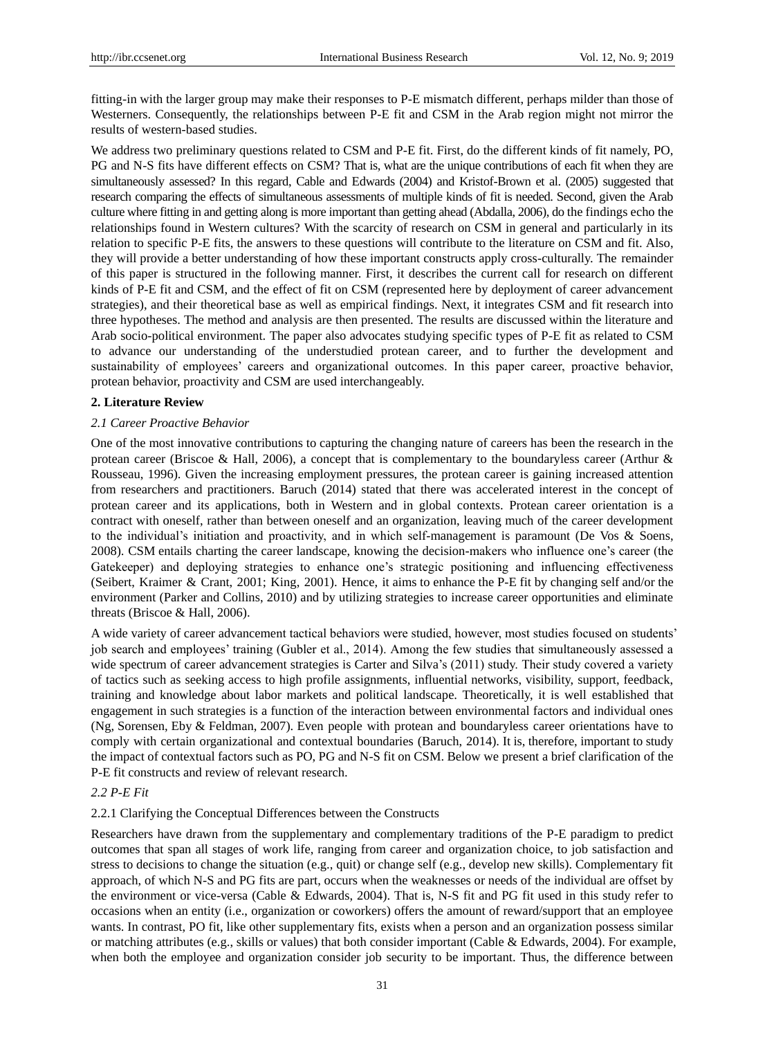fitting-in with the larger group may make their responses to P-E mismatch different, perhaps milder than those of Westerners. Consequently, the relationships between P-E fit and CSM in the Arab region might not mirror the results of western-based studies.

We address two preliminary questions related to CSM and P-E fit. First, do the different kinds of fit namely, PO, PG and N-S fits have different effects on CSM? That is, what are the unique contributions of each fit when they are simultaneously assessed? In this regard, Cable and Edwards (2004) and Kristof-Brown et al. (2005) suggested that research comparing the effects of simultaneous assessments of multiple kinds of fit is needed. Second, given the Arab culture where fitting in and getting along is more important than getting ahead (Abdalla, 2006), do the findings echo the relationships found in Western cultures? With the scarcity of research on CSM in general and particularly in its relation to specific P-E fits, the answers to these questions will contribute to the literature on CSM and fit. Also, they will provide a better understanding of how these important constructs apply cross-culturally. The remainder of this paper is structured in the following manner. First, it describes the current call for research on different kinds of P-E fit and CSM, and the effect of fit on CSM (represented here by deployment of career advancement strategies), and their theoretical base as well as empirical findings. Next, it integrates CSM and fit research into three hypotheses. The method and analysis are then presented. The results are discussed within the literature and Arab socio-political environment. The paper also advocates studying specific types of P-E fit as related to CSM to advance our understanding of the understudied protean career, and to further the development and sustainability of employees' careers and organizational outcomes. In this paper career, proactive behavior, protean behavior, proactivity and CSM are used interchangeably.

## 2. Literature Review

### *2.1 Career Proactive Behavior*

One of the most innovative contributions to capturing the changing nature of careers has been the research in the protean career (Briscoe & Hall, 2006), a concept that is complementary to the boundaryless career (Arthur & Rousseau, 1996). Given the increasing employment pressures, the protean career is gaining increased attention from researchers and practitioners. Baruch (2014) stated that there was accelerated interest in the concept of protean career and its applications, both in Western and in global contexts. Protean career orientation is a contract with oneself, rather than between oneself and an organization, leaving much of the career development to the individual's initiation and proactivity, and in which self-management is paramount (De Vos & Soens, 2008). CSM entails charting the career landscape, knowing the decision-makers who influence one's career (the Gatekeeper) and deploying strategies to enhance one's strategic positioning and influencing effectiveness (Seibert, Kraimer & Crant, 2001; King, 2001). Hence, it aims to enhance the P-E fit by changing self and/or the environment (Parker and Collins, 2010) and by utilizing strategies to increase career opportunities and eliminate threats (Briscoe & Hall, 2006).

A wide variety of career advancement tactical behaviors were studied, however, most studies focused on students' job search and employees' training (Gubler et al., 2014). Among the few studies that simultaneously assessed a wide spectrum of career advancement strategies is Carter and Silva's (2011) study. Their study covered a variety of tactics such as seeking access to high profile assignments, influential networks, visibility, support, feedback, training and knowledge about labor markets and political landscape. Theoretically, it is well established that engagement in such strategies is a function of the interaction between environmental factors and individual ones (Ng, Sorensen, Eby & Feldman, 2007). Even people with protean and boundaryless career orientations have to comply with certain organizational and contextual boundaries (Baruch, 2014). It is, therefore, important to study the impact of contextual factors such as PO, PG and N-S fit on CSM. Below we present a brief clarification of the P-E fit constructs and review of relevant research.

### *2.2 P-E Fit*

#### 2.2.1 Clarifying the Conceptual Differences between the Constructs

Researchers have drawn from the supplementary and complementary traditions of the P-E paradigm to predict outcomes that span all stages of work life, ranging from career and organization choice, to job satisfaction and stress to decisions to change the situation (e.g., quit) or change self (e.g., develop new skills). Complementary fit approach, of which N-S and PG fits are part, occurs when the weaknesses or needs of the individual are offset by the environment or vice-versa (Cable & Edwards, 2004). That is, N-S fit and PG fit used in this study refer to occasions when an entity (i.e., organization or coworkers) offers the amount of reward/support that an employee wants. In contrast, PO fit, like other supplementary fits, exists when a person and an organization possess similar or matching attributes (e.g., skills or values) that both consider important (Cable & Edwards, 2004). For example, when both the employee and organization consider job security to be important. Thus, the difference between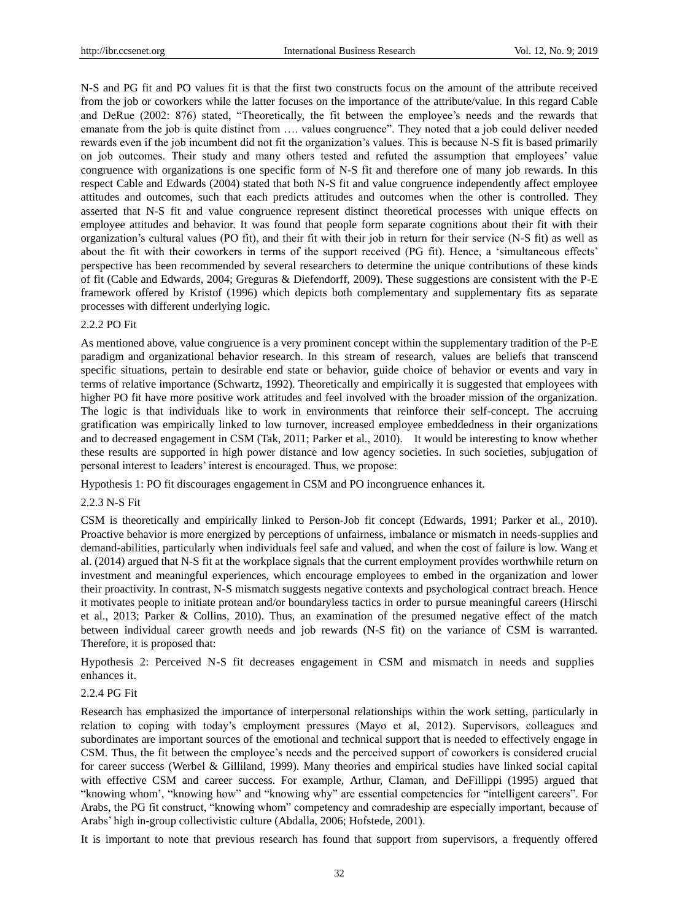N-S and PG fit and PO values fit is that the first two constructs focus on the amount of the attribute received from the job or coworkers while the latter focuses on the importance of the attribute/value. In this regard Cable and DeRue (2002: 876) stated, "Theoretically, the fit between the employee's needs and the rewards that emanate from the job is quite distinct from …. values congruence". They noted that a job could deliver needed rewards even if the job incumbent did not fit the organization's values. This is because N-S fit is based primarily on job outcomes. Their study and many others tested and refuted the assumption that employees' value congruence with organizations is one specific form of N-S fit and therefore one of many job rewards. In this respect Cable and Edwards (2004) stated that both N-S fit and value congruence independently affect employee attitudes and outcomes, such that each predicts attitudes and outcomes when the other is controlled. They asserted that N-S fit and value congruence represent distinct theoretical processes with unique effects on employee attitudes and behavior. It was found that people form separate cognitions about their fit with their organization's cultural values (PO fit), and their fit with their job in return for their service (N-S fit) as well as about the fit with their coworkers in terms of the support received (PG fit). Hence, a 'simultaneous effects' perspective has been recommended by several researchers to determine the unique contributions of these kinds of fit (Cable and Edwards, 2004; Greguras & Diefendorff, 2009). These suggestions are consistent with the P-E framework offered by Kristof (1996) which depicts both complementary and supplementary fits as separate processes with different underlying logic.

### 2.2.2 PO Fit

As mentioned above, value congruence is a very prominent concept within the supplementary tradition of the P-E paradigm and organizational behavior research. In this stream of research, values are beliefs that transcend specific situations, pertain to desirable end state or behavior, guide choice of behavior or events and vary in terms of relative importance (Schwartz, 1992). Theoretically and empirically it is suggested that employees with higher PO fit have more positive work attitudes and feel involved with the broader mission of the organization. The logic is that individuals like to work in environments that reinforce their self-concept. The accruing gratification was empirically linked to low turnover, increased employee embeddedness in their organizations and to decreased engagement in CSM (Tak, 2011; Parker et al., 2010). It would be interesting to know whether these results are supported in high power distance and low agency societies. In such societies, subjugation of personal interest to leaders' interest is encouraged. Thus, we propose:

Hypothesis 1: PO fit discourages engagement in CSM and PO incongruence enhances it.

### 2.2.3 N-S Fit

CSM is theoretically and empirically linked to Person-Job fit concept (Edwards, 1991; Parker et al., 2010). Proactive behavior is more energized by perceptions of unfairness, imbalance or mismatch in needs-supplies and demand-abilities, particularly when individuals feel safe and valued, and when the cost of failure is low. Wang et al. (2014) argued that N-S fit at the workplace signals that the current employment provides worthwhile return on investment and meaningful experiences, which encourage employees to embed in the organization and lower their proactivity. In contrast, N-S mismatch suggests negative contexts and psychological contract breach. Hence it motivates people to initiate protean and/or boundaryless tactics in order to pursue meaningful careers (Hirschi et al., 2013; Parker & Collins, 2010). Thus, an examination of the presumed negative effect of the match between individual career growth needs and job rewards (N-S fit) on the variance of CSM is warranted. Therefore, it is proposed that:

Hypothesis 2: Perceived N-S fit decreases engagement in CSM and mismatch in needs and supplies enhances it.

### 2.2.4 PG Fit

Research has emphasized the importance of interpersonal relationships within the work setting, particularly in relation to coping with today's employment pressures (Mayo et al, 2012). Supervisors, colleagues and subordinates are important sources of the emotional and technical support that is needed to effectively engage in CSM. Thus, the fit between the employee's needs and the perceived support of coworkers is considered crucial for career success (Werbel & Gilliland, 1999). Many theories and empirical studies have linked social capital with effective CSM and career success. For example, Arthur, Claman, and DeFillippi (1995) argued that "knowing whom', "knowing how" and "knowing why" are essential competencies for "intelligent careers". For Arabs, the PG fit construct, "knowing whom" competency and comradeship are especially important, because of Arabs' high in-group collectivistic culture (Abdalla, 2006; Hofstede, 2001).

It is important to note that previous research has found that support from supervisors, a frequently offered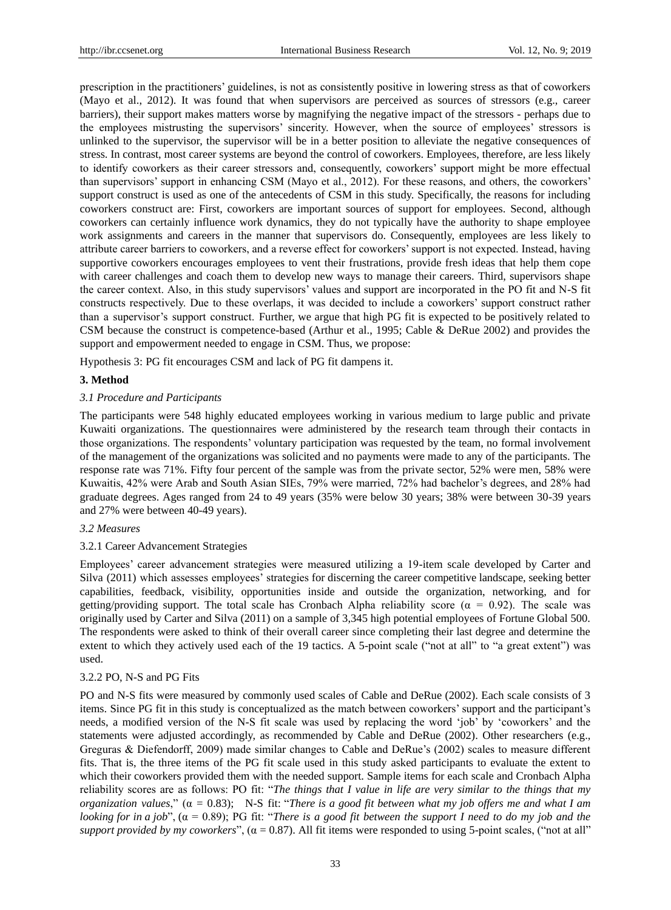prescription in the practitioners' guidelines, is not as consistently positive in lowering stress as that of coworkers (Mayo et al., 2012). It was found that when supervisors are perceived as sources of stressors (e.g., career barriers), their support makes matters worse by magnifying the negative impact of the stressors - perhaps due to the employees mistrusting the supervisors' sincerity. However, when the source of employees' stressors is unlinked to the supervisor, the supervisor will be in a better position to alleviate the negative consequences of stress. In contrast, most career systems are beyond the control of coworkers. Employees, therefore, are less likely to identify coworkers as their career stressors and, consequently, coworkers' support might be more effectual than supervisors' support in enhancing CSM (Mayo et al., 2012). For these reasons, and others, the coworkers' support construct is used as one of the antecedents of CSM in this study. Specifically, the reasons for including coworkers construct are: First, coworkers are important sources of support for employees. Second, although coworkers can certainly influence work dynamics, they do not typically have the authority to shape employee work assignments and careers in the manner that supervisors do. Consequently, employees are less likely to attribute career barriers to coworkers, and a reverse effect for coworkers' support is not expected. Instead, having supportive coworkers encourages employees to vent their frustrations, provide fresh ideas that help them cope with career challenges and coach them to develop new ways to manage their careers. Third, supervisors shape the career context. Also, in this study supervisors' values and support are incorporated in the PO fit and N-S fit constructs respectively. Due to these overlaps, it was decided to include a coworkers' support construct rather than a supervisor's support construct. Further, we argue that high PG fit is expected to be positively related to CSM because the construct is competence-based (Arthur et al., 1995; Cable & DeRue 2002) and provides the support and empowerment needed to engage in CSM. Thus, we propose:

Hypothesis 3: PG fit encourages CSM and lack of PG fit dampens it.

## 3. Method

### *3.1 Procedure and Participants*

The participants were 548 highly educated employees working in various medium to large public and private Kuwaiti organizations. The questionnaires were administered by the research team through their contacts in those organizations. The respondents' voluntary participation was requested by the team, no formal involvement of the management of the organizations was solicited and no payments were made to any of the participants. The response rate was 71%. Fifty four percent of the sample was from the private sector, 52% were men, 58% were Kuwaitis, 42% were Arab and South Asian SIEs, 79% were married, 72% had bachelor's degrees, and 28% had graduate degrees. Ages ranged from 24 to 49 years (35% were below 30 years; 38% were between 30-39 years and 27% were between 40-49 years).

### *3.2 Measures*

#### 3.2.1 Career Advancement Strategies

Employees' career advancement strategies were measured utilizing a 19-item scale developed by Carter and Silva (2011) which assesses employees' strategies for discerning the career competitive landscape, seeking better capabilities, feedback, visibility, opportunities inside and outside the organization, networking, and for getting/providing support. The total scale has Cronbach Alpha reliability score ($\alpha = 0.92$). The scale was originally used by Carter and Silva (2011) on a sample of 3,345 high potential employees of Fortune Global 500. The respondents were asked to think of their overall career since completing their last degree and determine the extent to which they actively used each of the 19 tactics. A 5-point scale ("not at all" to "a great extent") was used.

#### 3.2.2 PO, N-S and PG Fits

PO and N-S fits were measured by commonly used scales of Cable and DeRue (2002). Each scale consists of 3 items. Since PG fit in this study is conceptualized as the match between coworkers' support and the participant's needs, a modified version of the N-S fit scale was used by replacing the word 'job' by 'coworkers' and the statements were adjusted accordingly, as recommended by Cable and DeRue (2002). Other researchers (e.g., Greguras & Diefendorff, 2009) made similar changes to Cable and DeRue's (2002) scales to measure different fits. That is, the three items of the PG fit scale used in this study asked participants to evaluate the extent to which their coworkers provided them with the needed support. Sample items for each scale and Cronbach Alpha reliability scores are as follows: PO fit: "*The things that I value in life are very similar to the things that my organization values*," ($\alpha = 0.83$); N-S fit: "*There is a good fit between what my job offers me and what I am looking for in a job*", ($\alpha = 0.89$); PG fit: "*There is a good fit between the support I need to do my job and the support provided by my coworkers*", ($\alpha = 0.87$). All fit items were responded to using 5-point scales, ("not at all"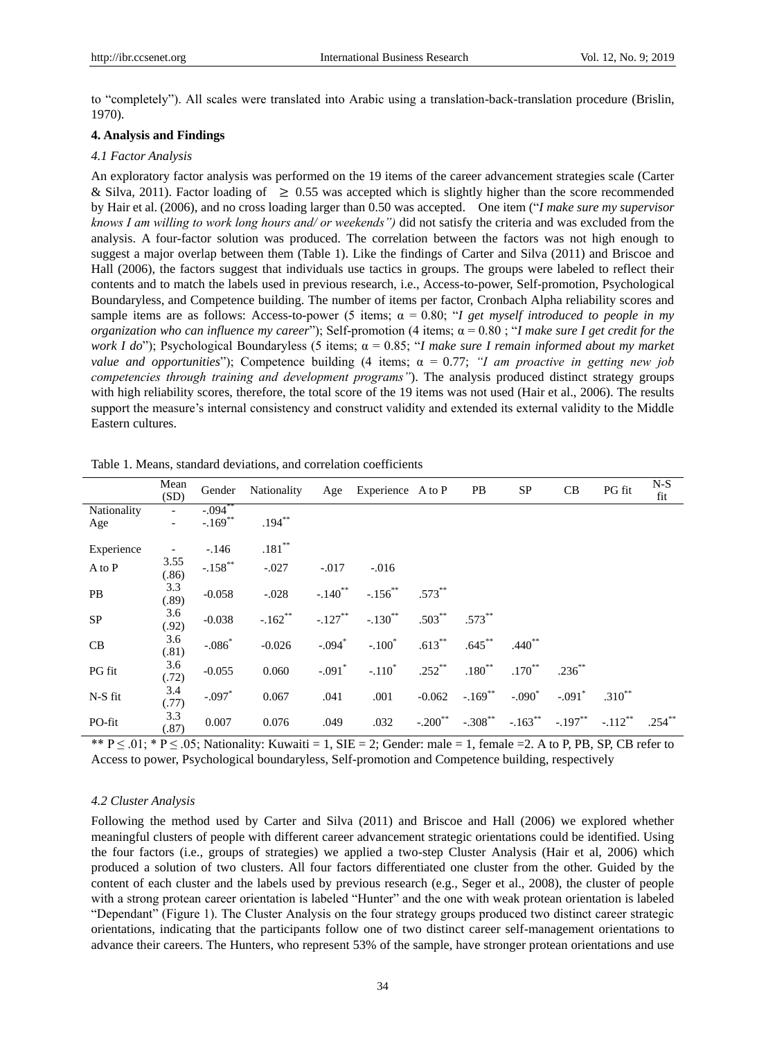to "completely"). All scales were translated into Arabic using a translation-back-translation procedure (Brislin, 1970).

### 4. Analysis and Findings

#### *4.1 Factor Analysis*

An exploratory factor analysis was performed on the 19 items of the career advancement strategies scale (Carter & Silva, 2011). Factor loading of ≥ 0.55 was accepted which is slightly higher than the score recommended by Hair et al. (2006), and no cross loading larger than 0.50 was accepted. One item ("*I make sure my supervisor knows I am willing to work long hours and/ or weekends")* did not satisfy the criteria and was excluded from the analysis. A four-factor solution was produced. The correlation between the factors was not high enough to suggest a major overlap between them (Table 1). Like the findings of Carter and Silva (2011) and Briscoe and Hall (2006), the factors suggest that individuals use tactics in groups. The groups were labeled to reflect their contents and to match the labels used in previous research, i.e., Access-to-power, Self-promotion, Psychological Boundaryless, and Competence building. The number of items per factor, Cronbach Alpha reliability scores and sample items are as follows: Access-to-power (5 items; α = 0.80; "*I get myself introduced to people in my organization who can influence my career*"); Self-promotion (4 items; α = 0.80 ; "*I make sure I get credit for the work I do*"); Psychological Boundaryless (5 items; α = 0.85; "*I make sure I remain informed about my market value and opportunities*"); Competence building (4 items; α = 0.77; *"I am proactive in getting new job competencies through training and development programs"*). The analysis produced distinct strategy groups with high reliability scores, therefore, the total score of the 19 items was not used (Hair et al., 2006). The results support the measure's internal consistency and construct validity and extended its external validity to the Middle Eastern cultures.

Table 1. Means, standard deviations, and correlation coefficients

| | Mean (SD) | Gender | Nationality | Age | Experience | A to P | PB | SP | CB | PG fit | N-S fit |
|---|---|---|---|---|---|---|---|---|---|---|---|
| Nationality | - | -.094** | | | | | | | | | |
| Age | - | -.169** | .194** | | | | | | | | |
| Experience | - | -.146 | .181** | | | | | | | | |
| A to P | 3.55 (.86) | -.158** | -.027 | -.017 | -.016 | | | | | | |
| PB | 3.3 (.89) | -0.058 | -.028 | -.140** | -.156** | .573** | | | | | |
| SP | 3.6 (.92) | -0.038 | -.162** | -.127** | -.130** | .503** | .573** | | | | |
| CB | 3.6 (.81) | -.086* | -0.026 | -.094* | -.100* | .613** | .645** | .440** | | | |
| PG fit | 3.6 (.72) | -0.055 | 0.060 | -.091* | -.110* | .252** | .180** | .170** | .236** | | |
| N-S fit | 3.4 (.77) | -.097* | 0.067 | .041 | .001 | -0.062 | -.169** | -.090* | -.091* | .310** | |
| PO-fit | 3.3 (.87) | 0.007 | 0.076 | .049 | .032 | -.200** | -.308** | -.163** | -.197** | -.112** | .254** |

** P ≤ .01; * P ≤ .05; Nationality: Kuwaiti = 1, SIE = 2; Gender: male = 1, female =2. A to P, PB, SP, CB refer to Access to power, Psychological boundaryless, Self-promotion and Competence building, respectively

#### *4.2 Cluster Analysis*

Following the method used by Carter and Silva (2011) and Briscoe and Hall (2006) we explored whether meaningful clusters of people with different career advancement strategic orientations could be identified. Using the four factors (i.e., groups of strategies) we applied a two-step Cluster Analysis (Hair et al, 2006) which produced a solution of two clusters. All four factors differentiated one cluster from the other. Guided by the content of each cluster and the labels used by previous research (e.g., Seger et al., 2008), the cluster of people with a strong protean career orientation is labeled "Hunter" and the one with weak protean orientation is labeled "Dependant" (Figure 1). The Cluster Analysis on the four strategy groups produced two distinct career strategic orientations, indicating that the participants follow one of two distinct career self-management orientations to advance their careers. The Hunters, who represent 53% of the sample, have stronger protean orientations and use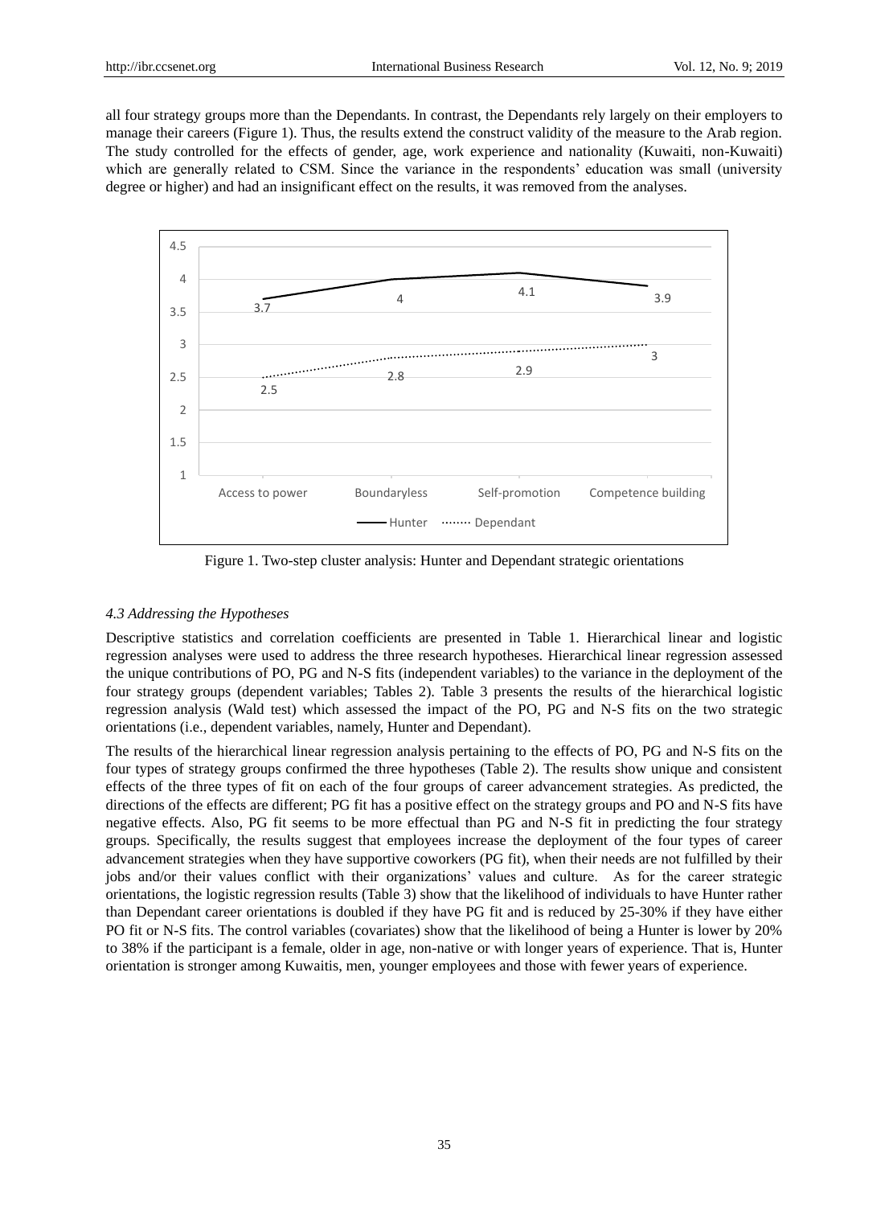all four strategy groups more than the Dependants. In contrast, the Dependants rely largely on their employers to manage their careers (Figure 1). Thus, the results extend the construct validity of the measure to the Arab region. The study controlled for the effects of gender, age, work experience and nationality (Kuwaiti, non-Kuwaiti) which are generally related to CSM. Since the variance in the respondents' education was small (university degree or higher) and had an insignificant effect on the results, it was removed from the analyses.

Figure 1. Two-step cluster analysis: Hunter and Dependant strategic orientations

### *4.3 Addressing the Hypotheses*

Descriptive statistics and correlation coefficients are presented in Table 1. Hierarchical linear and logistic regression analyses were used to address the three research hypotheses. Hierarchical linear regression assessed the unique contributions of PO, PG and N-S fits (independent variables) to the variance in the deployment of the four strategy groups (dependent variables; Tables 2). Table 3 presents the results of the hierarchical logistic regression analysis (Wald test) which assessed the impact of the PO, PG and N-S fits on the two strategic orientations (i.e., dependent variables, namely, Hunter and Dependant).

The results of the hierarchical linear regression analysis pertaining to the effects of PO, PG and N-S fits on the four types of strategy groups confirmed the three hypotheses (Table 2). The results show unique and consistent effects of the three types of fit on each of the four groups of career advancement strategies. As predicted, the directions of the effects are different; PG fit has a positive effect on the strategy groups and PO and N-S fits have negative effects. Also, PG fit seems to be more effectual than PG and N-S fit in predicting the four strategy groups. Specifically, the results suggest that employees increase the deployment of the four types of career advancement strategies when they have supportive coworkers (PG fit), when their needs are not fulfilled by their jobs and/or their values conflict with their organizations' values and culture. As for the career strategic orientations, the logistic regression results (Table 3) show that the likelihood of individuals to have Hunter rather than Dependant career orientations is doubled if they have PG fit and is reduced by 25-30% if they have either PO fit or N-S fits. The control variables (covariates) show that the likelihood of being a Hunter is lower by 20% to 38% if the participant is a female, older in age, non-native or with longer years of experience. That is, Hunter orientation is stronger among Kuwaitis, men, younger employees and those with fewer years of experience.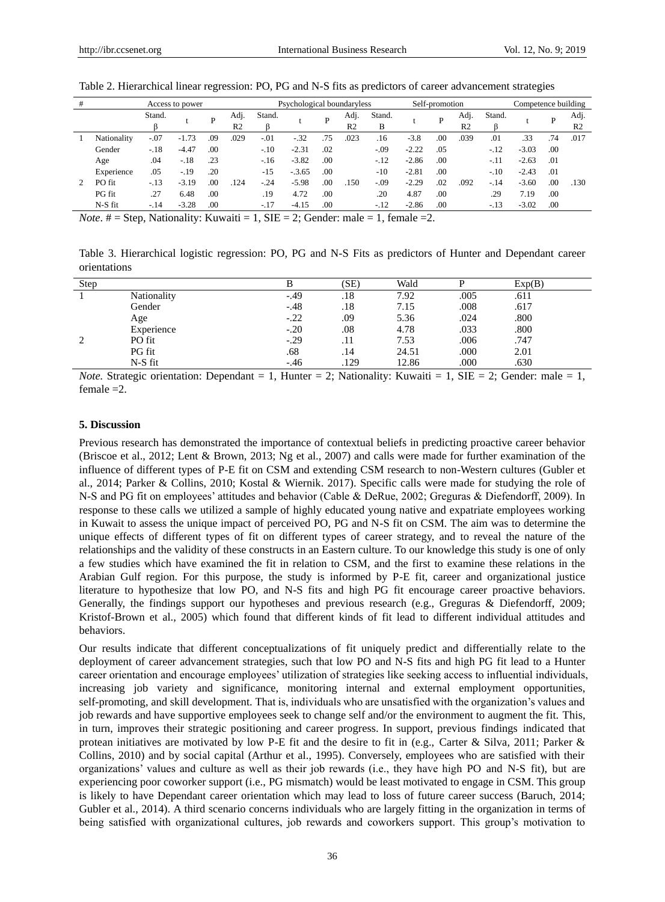Table 2. Hierarchical linear regression: PO, PG and N-S fits as predictors of career advancement strategies

| # | | Access to power | | | | Psychological boundaryless | | | | Self-promotion | | | | Competence building | | | |
|---|---|---|---|---|---|---|---|---|---|---|---|---|---|---|---|---|---|
| | | Stand. β | t | P | Adj. R2 | Stand. β | t | P | Adj. R2 | Stand. B | t | P | Adj. R2 | Stand. β | t | P | Adj. R2 |
| 1 | Nationality | -.07 | -1.73 | .09 | .029 | -.01 | -.32 | .75 | .023 | .16 | -3.8 | .00 | .039 | .01 | .33 | .74 | .017 |
| | Gender | -.18 | -4.47 | .00 | | -.10 | -2.31 | .02 | | -.09 | -2.22 | .05 | | -.12 | -3.03 | .00 | |
| | Age | .04 | -.18 | .23 | | -.16 | -3.82 | .00 | | -.12 | -2.86 | .00 | | -.11 | -2.63 | .01 | |
| | Experience | .05 | -.19 | .20 | | -15 | -.3.65 | .00 | | -10 | -2.81 | .00 | | -.10 | -2.43 | .01 | |
| 2 | PO fit | -.13 | -3.19 | .00 | .124 | -.24 | -5.98 | .00 | .150 | -.09 | -2.29 | .02 | .092 | -.14 | -3.60 | .00 | .130 |
| | PG fit | .27 | 6.48 | .00 | | .19 | 4.72 | .00 | | .20 | 4.87 | .00 | | .29 | 7.19 | .00 | |
| | N-S fit | -.14 | -3.28 | .00 | | -.17 | -4.15 | .00 | | -.12 | -2.86 | .00 | | -.13 | -3.02 | .00 | |

*Note*. # = Step, Nationality: Kuwaiti = 1, SIE = 2; Gender: male = 1, female =2.

Table 3. Hierarchical logistic regression: PO, PG and N-S Fits as predictors of Hunter and Dependant career orientations

| Step | | B | (SE) | Wald | P | Exp(B) |
|---|---|---|---|---|---|---|
| 1 | Nationality | -.49 | .18 | 7.92 | .005 | .611 |
| | Gender | -.48 | .18 | 7.15 | .008 | .617 |
| | Age | -.22 | .09 | 5.36 | .024 | .800 |
| | Experience | -.20 | .08 | 4.78 | .033 | .800 |
| 2 | PO fit | -.29 | .11 | 7.53 | .006 | .747 |
| | PG fit | .68 | .14 | 24.51 | .000 | 2.01 |
| | N-S fit | -.46 | .129 | 12.86 | .000 | .630 |

*Note.* Strategic orientation: Dependant = 1, Hunter = 2; Nationality: Kuwaiti = 1, SIE = 2; Gender: male = 1, female =2.

### 5. Discussion

Previous research has demonstrated the importance of contextual beliefs in predicting proactive career behavior (Briscoe et al., 2012; Lent & Brown, 2013; Ng et al., 2007) and calls were made for further examination of the influence of different types of P-E fit on CSM and extending CSM research to non-Western cultures (Gubler et al., 2014; Parker & Collins, 2010; Kostal & Wiernik. 2017). Specific calls were made for studying the role of N-S and PG fit on employees' attitudes and behavior (Cable & DeRue, 2002; Greguras & Diefendorff, 2009). In response to these calls we utilized a sample of highly educated young native and expatriate employees working in Kuwait to assess the unique impact of perceived PO, PG and N-S fit on CSM. The aim was to determine the unique effects of different types of fit on different types of career strategy, and to reveal the nature of the relationships and the validity of these constructs in an Eastern culture. To our knowledge this study is one of only a few studies which have examined the fit in relation to CSM, and the first to examine these relations in the Arabian Gulf region. For this purpose, the study is informed by P-E fit, career and organizational justice literature to hypothesize that low PO, and N-S fits and high PG fit encourage career proactive behaviors. Generally, the findings support our hypotheses and previous research (e.g., Greguras & Diefendorff, 2009; Kristof-Brown et al., 2005) which found that different kinds of fit lead to different individual attitudes and behaviors.

Our results indicate that different conceptualizations of fit uniquely predict and differentially relate to the deployment of career advancement strategies, such that low PO and N-S fits and high PG fit lead to a Hunter career orientation and encourage employees' utilization of strategies like seeking access to influential individuals, increasing job variety and significance, monitoring internal and external employment opportunities, self-promoting, and skill development. That is, individuals who are unsatisfied with the organization's values and job rewards and have supportive employees seek to change self and/or the environment to augment the fit. This, in turn, improves their strategic positioning and career progress. In support, previous findings indicated that protean initiatives are motivated by low P-E fit and the desire to fit in (e.g., Carter & Silva, 2011; Parker & Collins, 2010) and by social capital (Arthur et al., 1995). Conversely, employees who are satisfied with their organizations' values and culture as well as their job rewards (i.e., they have high PO and N-S fit), but are experiencing poor coworker support (i.e., PG mismatch) would be least motivated to engage in CSM. This group is likely to have Dependant career orientation which may lead to loss of future career success (Baruch, 2014; Gubler et al., 2014). A third scenario concerns individuals who are largely fitting in the organization in terms of being satisfied with organizational cultures, job rewards and coworkers support. This group's motivation to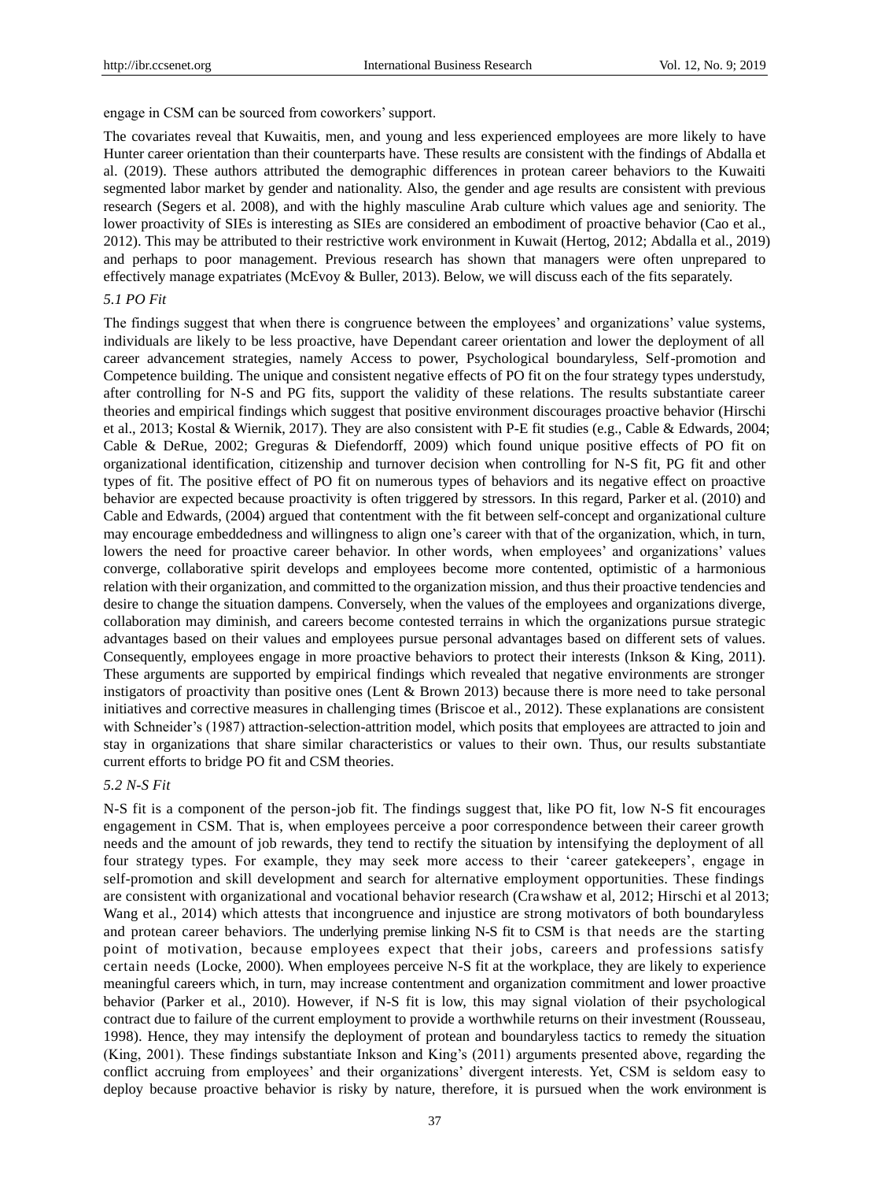engage in CSM can be sourced from coworkers' support.

The covariates reveal that Kuwaitis, men, and young and less experienced employees are more likely to have Hunter career orientation than their counterparts have. These results are consistent with the findings of Abdalla et al. (2019). These authors attributed the demographic differences in protean career behaviors to the Kuwaiti segmented labor market by gender and nationality. Also, the gender and age results are consistent with previous research (Segers et al. 2008), and with the highly masculine Arab culture which values age and seniority. The lower proactivity of SIEs is interesting as SIEs are considered an embodiment of proactive behavior (Cao et al., 2012). This may be attributed to their restrictive work environment in Kuwait (Hertog, 2012; Abdalla et al., 2019) and perhaps to poor management. Previous research has shown that managers were often unprepared to effectively manage expatriates (McEvoy & Buller, 2013). Below, we will discuss each of the fits separately.

### *5.1 PO Fit*

The findings suggest that when there is congruence between the employees' and organizations' value systems, individuals are likely to be less proactive, have Dependant career orientation and lower the deployment of all career advancement strategies, namely Access to power, Psychological boundaryless, Self-promotion and Competence building. The unique and consistent negative effects of PO fit on the four strategy types understudy, after controlling for N-S and PG fits, support the validity of these relations. The results substantiate career theories and empirical findings which suggest that positive environment discourages proactive behavior (Hirschi et al., 2013; Kostal & Wiernik, 2017). They are also consistent with P-E fit studies (e.g., Cable & Edwards, 2004; Cable & DeRue, 2002; Greguras & Diefendorff, 2009) which found unique positive effects of PO fit on organizational identification, citizenship and turnover decision when controlling for N-S fit, PG fit and other types of fit. The positive effect of PO fit on numerous types of behaviors and its negative effect on proactive behavior are expected because proactivity is often triggered by stressors. In this regard, Parker et al. (2010) and Cable and Edwards, (2004) argued that contentment with the fit between self-concept and organizational culture may encourage embeddedness and willingness to align one's career with that of the organization, which, in turn, lowers the need for proactive career behavior. In other words, when employees' and organizations' values converge, collaborative spirit develops and employees become more contented, optimistic of a harmonious relation with their organization, and committed to the organization mission, and thus their proactive tendencies and desire to change the situation dampens. Conversely, when the values of the employees and organizations diverge, collaboration may diminish, and careers become contested terrains in which the organizations pursue strategic advantages based on their values and employees pursue personal advantages based on different sets of values. Consequently, employees engage in more proactive behaviors to protect their interests (Inkson & King, 2011). These arguments are supported by empirical findings which revealed that negative environments are stronger instigators of proactivity than positive ones (Lent & Brown 2013) because there is more need to take personal initiatives and corrective measures in challenging times (Briscoe et al., 2012). These explanations are consistent with Schneider's (1987) attraction-selection-attrition model, which posits that employees are attracted to join and stay in organizations that share similar characteristics or values to their own. Thus, our results substantiate current efforts to bridge PO fit and CSM theories.

### *5.2 N-S Fit*

N-S fit is a component of the person-job fit. The findings suggest that, like PO fit, low N-S fit encourages engagement in CSM. That is, when employees perceive a poor correspondence between their career growth needs and the amount of job rewards, they tend to rectify the situation by intensifying the deployment of all four strategy types. For example, they may seek more access to their 'career gatekeepers', engage in self-promotion and skill development and search for alternative employment opportunities. These findings are consistent with organizational and vocational behavior research (Crawshaw et al, 2012; Hirschi et al 2013; Wang et al., 2014) which attests that incongruence and injustice are strong motivators of both boundaryless and protean career behaviors. The underlying premise linking N-S fit to CSM is that needs are the starting point of motivation, because employees expect that their jobs, careers and professions satisfy certain needs (Locke, 2000). When employees perceive N-S fit at the workplace, they are likely to experience meaningful careers which, in turn, may increase contentment and organization commitment and lower proactive behavior (Parker et al., 2010). However, if N-S fit is low, this may signal violation of their psychological contract due to failure of the current employment to provide a worthwhile returns on their investment (Rousseau, 1998). Hence, they may intensify the deployment of protean and boundaryless tactics to remedy the situation (King, 2001). These findings substantiate Inkson and King's (2011) arguments presented above, regarding the conflict accruing from employees' and their organizations' divergent interests. Yet, CSM is seldom easy to deploy because proactive behavior is risky by nature, therefore, it is pursued when the work environment is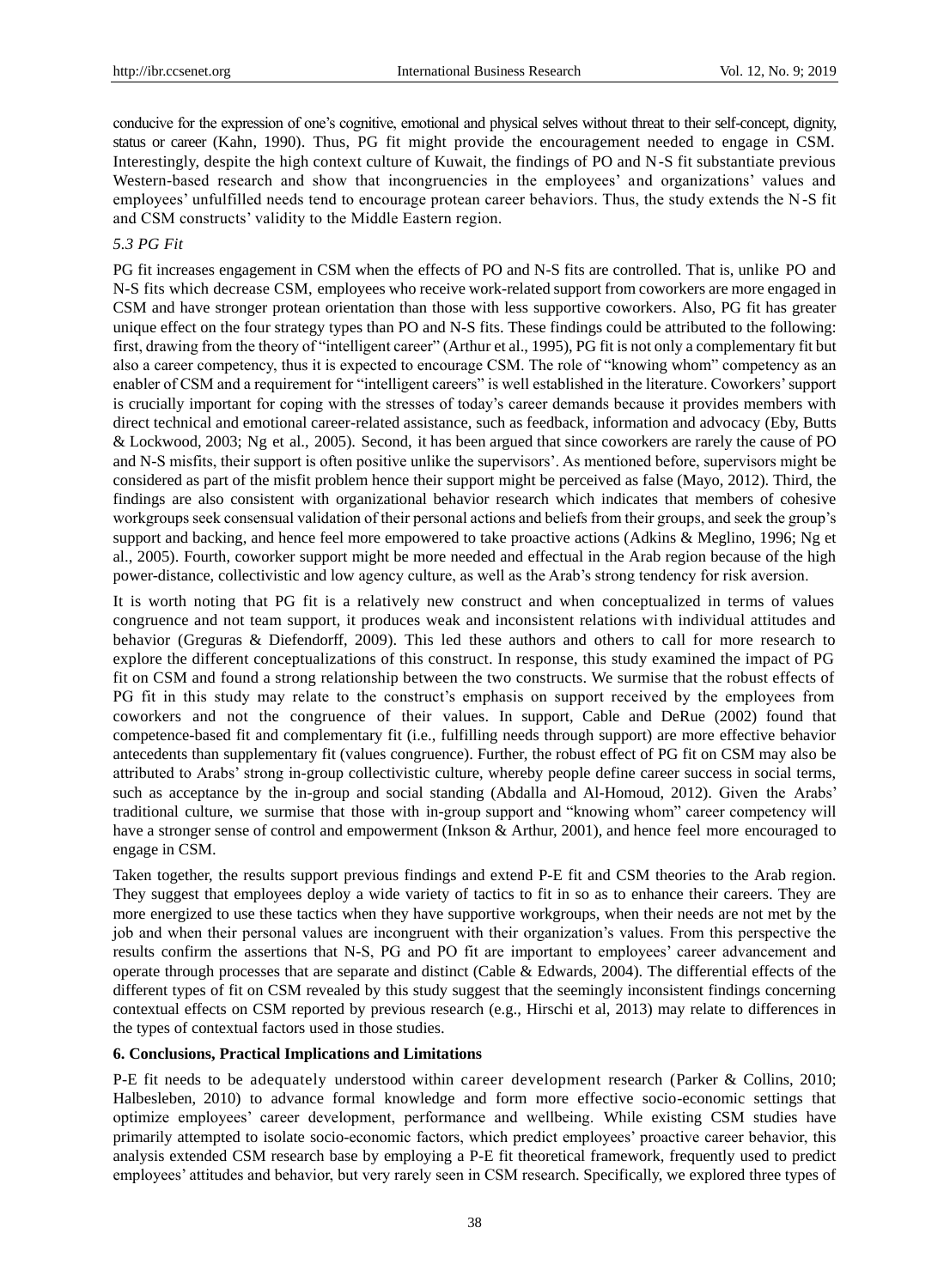conducive for the expression of one's cognitive, emotional and physical selves without threat to their self-concept, dignity, status or career (Kahn, 1990). Thus, PG fit might provide the encouragement needed to engage in CSM. Interestingly, despite the high context culture of Kuwait, the findings of PO and N-S fit substantiate previous Western-based research and show that incongruencies in the employees' and organizations' values and employees' unfulfilled needs tend to encourage protean career behaviors. Thus, the study extends the N-S fit and CSM constructs' validity to the Middle Eastern region.

### *5.3 PG Fit*

PG fit increases engagement in CSM when the effects of PO and N-S fits are controlled. That is, unlike PO and N-S fits which decrease CSM, employees who receive work-related support from coworkers are more engaged in CSM and have stronger protean orientation than those with less supportive coworkers. Also, PG fit has greater unique effect on the four strategy types than PO and N-S fits. These findings could be attributed to the following: first, drawing from the theory of "intelligent career" (Arthur et al., 1995), PG fit is not only a complementary fit but also a career competency, thus it is expected to encourage CSM. The role of "knowing whom" competency as an enabler of CSM and a requirement for "intelligent careers" is well established in the literature. Coworkers' support is crucially important for coping with the stresses of today's career demands because it provides members with direct technical and emotional career-related assistance, such as feedback, information and advocacy (Eby, Butts & Lockwood, 2003; Ng et al., 2005). Second, it has been argued that since coworkers are rarely the cause of PO and N-S misfits, their support is often positive unlike the supervisors'. As mentioned before, supervisors might be considered as part of the misfit problem hence their support might be perceived as false (Mayo, 2012). Third, the findings are also consistent with organizational behavior research which indicates that members of cohesive workgroups seek consensual validation of their personal actions and beliefs from their groups, and seek the group's support and backing, and hence feel more empowered to take proactive actions (Adkins & Meglino, 1996; Ng et al., 2005). Fourth, coworker support might be more needed and effectual in the Arab region because of the high power-distance, collectivistic and low agency culture, as well as the Arab's strong tendency for risk aversion.

It is worth noting that PG fit is a relatively new construct and when conceptualized in terms of values congruence and not team support, it produces weak and inconsistent relations with individual attitudes and behavior (Greguras & Diefendorff, 2009). This led these authors and others to call for more research to explore the different conceptualizations of this construct. In response, this study examined the impact of PG fit on CSM and found a strong relationship between the two constructs. We surmise that the robust effects of PG fit in this study may relate to the construct's emphasis on support received by the employees from coworkers and not the congruence of their values. In support, Cable and DeRue (2002) found that competence-based fit and complementary fit (i.e., fulfilling needs through support) are more effective behavior antecedents than supplementary fit (values congruence). Further, the robust effect of PG fit on CSM may also be attributed to Arabs' strong in-group collectivistic culture, whereby people define career success in social terms, such as acceptance by the in-group and social standing (Abdalla and Al-Homoud, 2012). Given the Arabs' traditional culture, we surmise that those with in-group support and "knowing whom" career competency will have a stronger sense of control and empowerment (Inkson & Arthur, 2001), and hence feel more encouraged to engage in CSM.

Taken together, the results support previous findings and extend P-E fit and CSM theories to the Arab region. They suggest that employees deploy a wide variety of tactics to fit in so as to enhance their careers. They are more energized to use these tactics when they have supportive workgroups, when their needs are not met by the job and when their personal values are incongruent with their organization's values. From this perspective the results confirm the assertions that N-S, PG and PO fit are important to employees' career advancement and operate through processes that are separate and distinct (Cable & Edwards, 2004). The differential effects of the different types of fit on CSM revealed by this study suggest that the seemingly inconsistent findings concerning contextual effects on CSM reported by previous research (e.g., Hirschi et al, 2013) may relate to differences in the types of contextual factors used in those studies.

## 6. Conclusions, Practical Implications and Limitations

P-E fit needs to be adequately understood within career development research (Parker & Collins, 2010; Halbesleben, 2010) to advance formal knowledge and form more effective socio-economic settings that optimize employees' career development, performance and wellbeing. While existing CSM studies have primarily attempted to isolate socio-economic factors, which predict employees' proactive career behavior, this analysis extended CSM research base by employing a P-E fit theoretical framework, frequently used to predict employees' attitudes and behavior, but very rarely seen in CSM research. Specifically, we explored three types of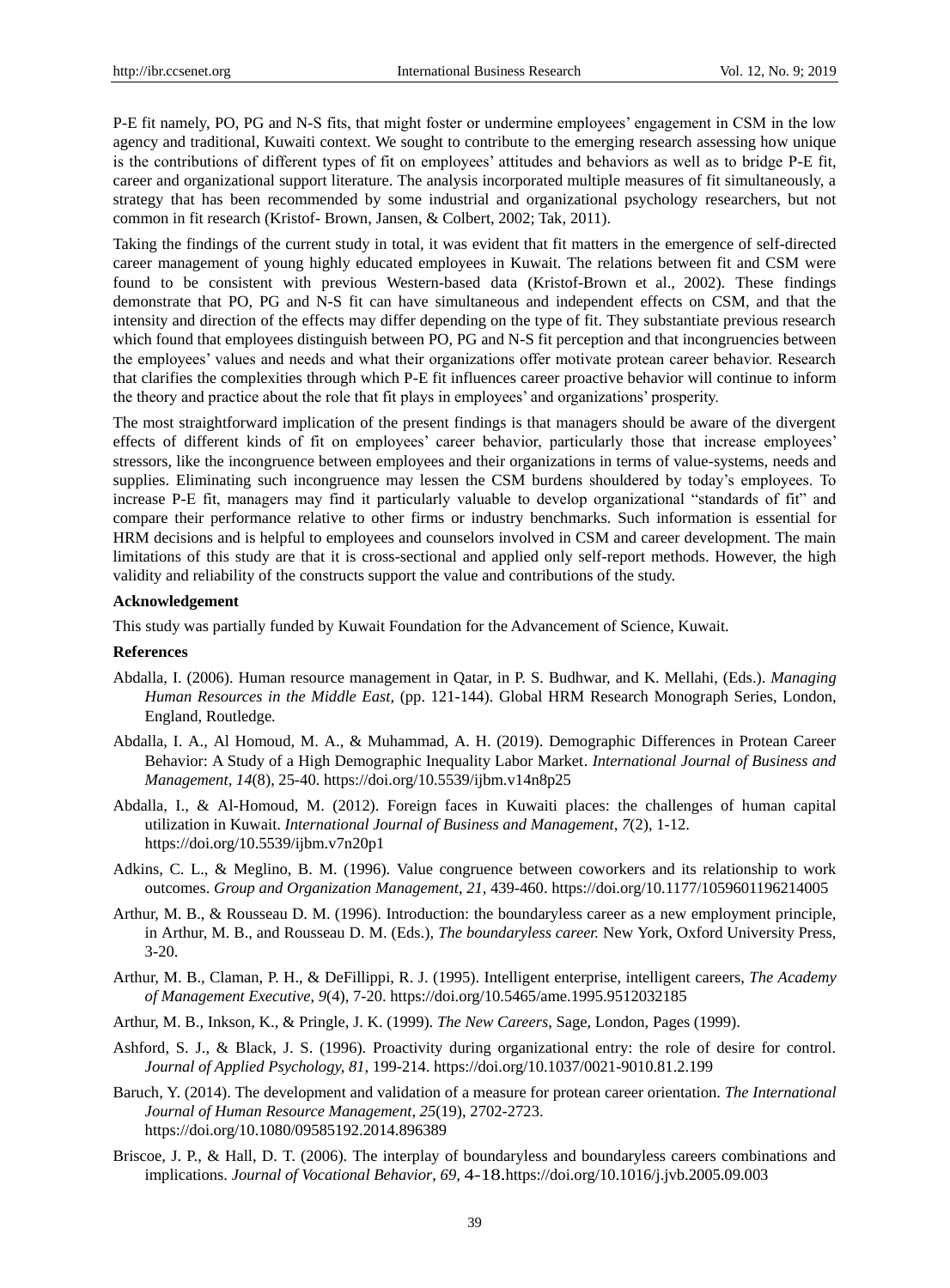P-E fit namely, PO, PG and N-S fits, that might foster or undermine employees' engagement in CSM in the low agency and traditional, Kuwaiti context. We sought to contribute to the emerging research assessing how unique is the contributions of different types of fit on employees' attitudes and behaviors as well as to bridge P-E fit, career and organizational support literature. The analysis incorporated multiple measures of fit simultaneously, a strategy that has been recommended by some industrial and organizational psychology researchers, but not common in fit research (Kristof- Brown, Jansen, & Colbert, 2002; Tak, 2011).

Taking the findings of the current study in total, it was evident that fit matters in the emergence of self-directed career management of young highly educated employees in Kuwait. The relations between fit and CSM were found to be consistent with previous Western-based data (Kristof-Brown et al., 2002). These findings demonstrate that PO, PG and N-S fit can have simultaneous and independent effects on CSM, and that the intensity and direction of the effects may differ depending on the type of fit. They substantiate previous research which found that employees distinguish between PO, PG and N-S fit perception and that incongruencies between the employees' values and needs and what their organizations offer motivate protean career behavior. Research that clarifies the complexities through which P-E fit influences career proactive behavior will continue to inform the theory and practice about the role that fit plays in employees' and organizations' prosperity.

The most straightforward implication of the present findings is that managers should be aware of the divergent effects of different kinds of fit on employees' career behavior, particularly those that increase employees' stressors, like the incongruence between employees and their organizations in terms of value-systems, needs and supplies. Eliminating such incongruence may lessen the CSM burdens shouldered by today's employees. To increase P-E fit, managers may find it particularly valuable to develop organizational "standards of fit" and compare their performance relative to other firms or industry benchmarks. Such information is essential for HRM decisions and is helpful to employees and counselors involved in CSM and career development. The main limitations of this study are that it is cross-sectional and applied only self-report methods. However, the high validity and reliability of the constructs support the value and contributions of the study.

**Acknowledgement**

This study was partially funded by Kuwait Foundation for the Advancement of Science, Kuwait.

**References**

Abdalla, I. (2006). Human resource management in Qatar, in P. S. Budhwar, and K. Mellahi, (Eds.). *Managing Human Resources in the Middle East*, (pp. 121-144). Global HRM Research Monograph Series, London, England, Routledge.

Abdalla, I. A., Al Homoud, M. A., & Muhammad, A. H. (2019). Demographic Differences in Protean Career Behavior: A Study of a High Demographic Inequality Labor Market. *International Journal of Business and Management*, *14*(8), 25-40. https://doi.org/10.5539/ijbm.v14n8p25

Abdalla, I., & Al-Homoud, M. (2012). Foreign faces in Kuwaiti places: the challenges of human capital utilization in Kuwait. *International Journal of Business and Management*, *7*(2), 1-12. https://doi.org/10.5539/ijbm.v7n20p1

Adkins, C. L., & Meglino, B. M. (1996). Value congruence between coworkers and its relationship to work outcomes. *Group and Organization Management*, *21*, 439-460. https://doi.org/10.1177/1059601196214005

Arthur, M. B., & Rousseau D. M. (1996). Introduction: the boundaryless career as a new employment principle, in Arthur, M. B., and Rousseau D. M. (Eds.), *The boundaryless career.* New York, Oxford University Press, 3-20.

Arthur, M. B., Claman, P. H., & DeFillippi, R. J. (1995). Intelligent enterprise, intelligent careers, *The Academy of Management Executive*, *9*(4), 7-20. https://doi.org/10.5465/ame.1995.9512032185

Arthur, M. B., Inkson, K., & Pringle, J. K. (1999). *The New Careers*, Sage, London, Pages (1999).

Ashford, S. J., & Black, J. S. (1996). Proactivity during organizational entry: the role of desire for control. *Journal of Applied Psychology, 81*, 199-214. https://doi.org/10.1037/0021-9010.81.2.199

Baruch, Y. (2014). The development and validation of a measure for protean career orientation. *The International Journal of Human Resource Management*, *25*(19), 2702-2723. https://doi.org/10.1080/09585192.2014.896389

Briscoe, J. P., & Hall, D. T. (2006). The interplay of boundaryless and boundaryless careers combinations and implications. *Journal of Vocational Behavior*, *69*, 4-18.https://doi.org/10.1016/j.jvb.2005.09.003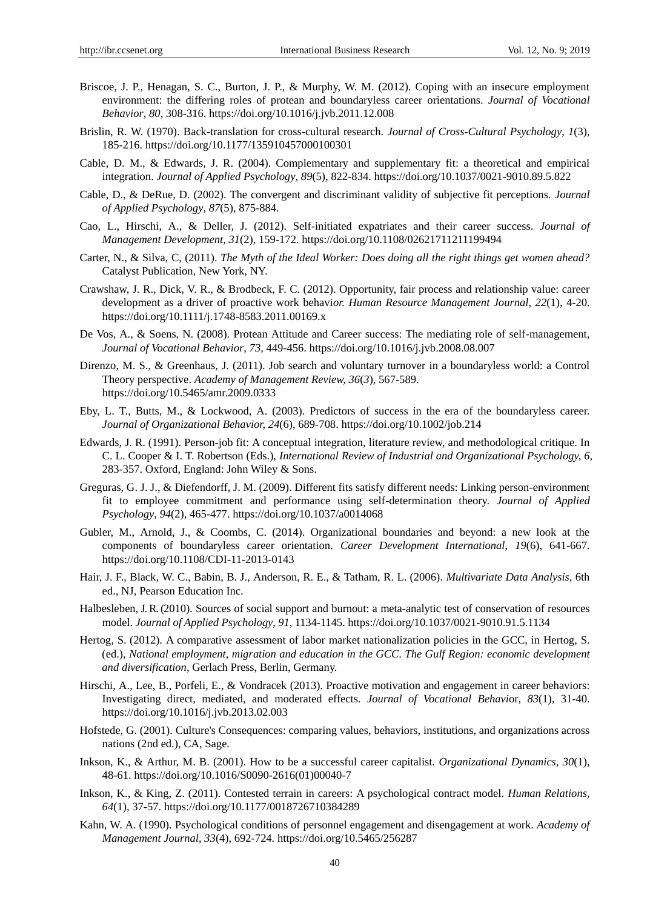Briscoe, J. P., Henagan, S. C., Burton, J. P., & Murphy, W. M. (2012). Coping with an insecure employment environment: the differing roles of protean and boundaryless career orientations. *Journal of Vocational Behavior, 80,* 308-316. https://doi.org/10.1016/j.jvb.2011.12.008

Brislin, R. W. (1970). Back-translation for cross-cultural research. *Journal of Cross-Cultural Psychology*, *1*(3), 185-216. https://doi.org/10.1177/135910457000100301

Cable, D. M., & Edwards, J. R. (2004). Complementary and supplementary fit: a theoretical and empirical integration. *Journal of Applied Psychology, 89*(5), 822-834. https://doi.org/10.1037/0021-9010.89.5.822

Cable, D., & DeRue, D. (2002). The convergent and discriminant validity of subjective fit perceptions. *Journal of Applied Psychology*, *87*(5), 875-884.

Cao, L., Hirschi, A., & Deller, J. (2012). Self-initiated expatriates and their career success. *Journal of Management Development*, *31*(2), 159-172. https://doi.org/10.1108/02621711211199494

Carter, N., & Silva, C, (2011). *The Myth of the Ideal Worker: Does doing all the right things get women ahead?* Catalyst Publication, New York, NY.

Crawshaw, J. R., Dick, V. R., & Brodbeck, F. C. (2012). Opportunity, fair process and relationship value: career development as a driver of proactive work behavior. *Human Resource Management Journal, 22*(1), 4-20. https://doi.org/10.1111/j.1748-8583.2011.00169.x

De Vos, A., & Soens, N. (2008). Protean Attitude and Career success: The mediating role of self-management, *Journal of Vocational Behavior, 73,* 449-456. https://doi.org/10.1016/j.jvb.2008.08.007

Direnzo, M. S., & Greenhaus, J. (2011). Job search and voluntary turnover in a boundaryless world: a Control Theory perspective. *Academy of Management Review, 36*(*3*), 567-589. https://doi.org/10.5465/amr.2009.0333

Eby, L. T., Butts, M., & Lockwood, A. (2003). Predictors of success in the era of the boundaryless career. *Journal of Organizational Behavior, 24*(6), 689-708. https://doi.org/10.1002/job.214

Edwards, J. R. (1991). Person-job fit: A conceptual integration, literature review, and methodological critique. In C. L. Cooper & I. T. Robertson (Eds.), *International Review of Industrial and Organizational Psychology, 6,* 283-357. Oxford, England: John Wiley & Sons.

Greguras, G. J. J., & Diefendorff, J. M. (2009). Different fits satisfy different needs: Linking person-environment fit to employee commitment and performance using self-determination theory. *Journal of Applied Psychology*, *94*(2), 465-477. https://doi.org/10.1037/a0014068

Gubler, M., Arnold, J., & Coombs, C. (2014). Organizational boundaries and beyond: a new look at the components of boundaryless career orientation. *Career Development International*, *19*(6), 641-667. https://doi.org/10.1108/CDI-11-2013-0143

Hair, J. F., Black, W. C., Babin, B. J., Anderson, R. E., & Tatham, R. L. (2006). *Multivariate Data Analysis*, 6th ed., NJ, Pearson Education Inc.

Halbesleben, J. R. (2010). Sources of social support and burnout: a meta-analytic test of conservation of resources model. *Journal of Applied Psychology*, *91,* 1134-1145. https://doi.org/10.1037/0021-9010.91.5.1134

Hertog, S. (2012). A comparative assessment of labor market nationalization policies in the GCC, in Hertog, S. (ed.), *National employment, migration and education in the GCC. The Gulf Region: economic development and diversification*, Gerlach Press, Berlin, Germany.

Hirschi, A., Lee, B., Porfeli, E., & Vondracek (2013). Proactive motivation and engagement in career behaviors: Investigating direct, mediated, and moderated effects. *Journal of Vocational Behavior*, *83*(1), 31-40. https://doi.org/10.1016/j.jvb.2013.02.003

Hofstede, G. (2001). Culture's Consequences: comparing values, behaviors, institutions, and organizations across nations (2nd ed.), CA, Sage.

Inkson, K., & Arthur, M. B. (2001). How to be a successful career capitalist. *Organizational Dynamics*, *30*(1), 48-61. https://doi.org/10.1016/S0090-2616(01)00040-7

Inkson, K., & King, Z. (2011). Contested terrain in careers: A psychological contract model. *Human Relations*, *64*(1), 37-57. https://doi.org/10.1177/0018726710384289

Kahn, W. A. (1990). Psychological conditions of personnel engagement and disengagement at work. *Academy of Management Journal*, *33*(4), 692-724. https://doi.org/10.5465/256287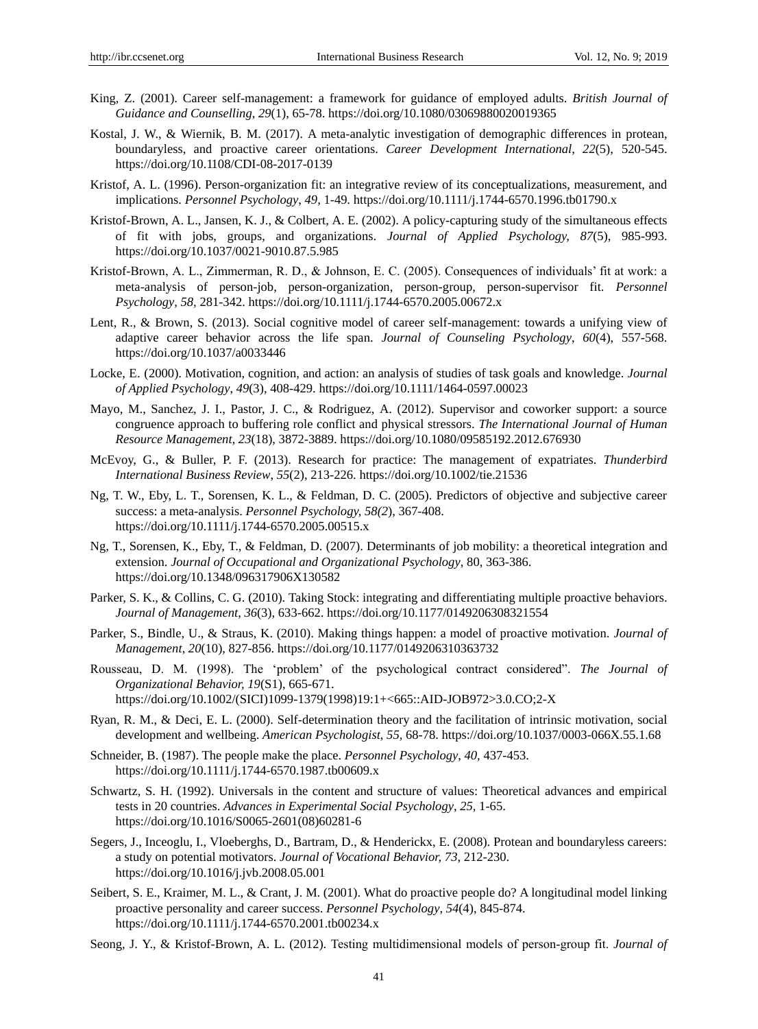King, Z. (2001). Career self-management: a framework for guidance of employed adults. *British Journal of Guidance and Counselling*, *29*(1), 65-78. https://doi.org/10.1080/03069880020019365

Kostal, J. W., & Wiernik, B. M. (2017). A meta-analytic investigation of demographic differences in protean, boundaryless, and proactive career orientations. *Career Development International*, *22*(5), 520-545. https://doi.org/10.1108/CDI-08-2017-0139

Kristof, A. L. (1996). Person-organization fit: an integrative review of its conceptualizations, measurement, and implications. *Personnel Psychology*, *49*, 1-49. https://doi.org/10.1111/j.1744-6570.1996.tb01790.x

Kristof-Brown, A. L., Jansen, K. J., & Colbert, A. E. (2002). A policy-capturing study of the simultaneous effects of fit with jobs, groups, and organizations. *Journal of Applied Psychology, 87*(5), 985-993. https://doi.org/10.1037/0021-9010.87.5.985

Kristof-Brown, A. L., Zimmerman, R. D., & Johnson, E. C. (2005). Consequences of individuals' fit at work: a meta-analysis of person-job, person-organization, person-group, person-supervisor fit. *Personnel Psychology*, *58*, 281-342. https://doi.org/10.1111/j.1744-6570.2005.00672.x

Lent, R., & Brown, S. (2013). Social cognitive model of career self-management: towards a unifying view of adaptive career behavior across the life span. *Journal of Counseling Psychology*, *60*(4), 557-568. https://doi.org/10.1037/a0033446

Locke, E. (2000). Motivation, cognition, and action: an analysis of studies of task goals and knowledge. *Journal of Applied Psychology*, *49*(3), 408-429. https://doi.org/10.1111/1464-0597.00023

Mayo, M., Sanchez, J. I., Pastor, J. C., & Rodriguez, A. (2012). Supervisor and coworker support: a source congruence approach to buffering role conflict and physical stressors. *The International Journal of Human Resource Management*, *23*(18), 3872-3889. https://doi.org/10.1080/09585192.2012.676930

McEvoy, G., & Buller, P. F. (2013). Research for practice: The management of expatriates. *Thunderbird International Business Review*, *55*(2), 213-226. https://doi.org/10.1002/tie.21536

Ng, T. W., Eby, L. T., Sorensen, K. L., & Feldman, D. C. (2005). Predictors of objective and subjective career success: a meta-analysis. *Personnel Psychology, 58(2*), 367-408. https://doi.org/10.1111/j.1744-6570.2005.00515.x

Ng, T., Sorensen, K., Eby, T., & Feldman, D. (2007). Determinants of job mobility: a theoretical integration and extension. *Journal of Occupational and Organizational Psychology*, 80, 363-386. https://doi.org/10.1348/096317906X130582

Parker, S. K., & Collins, C. G. (2010). Taking Stock: integrating and differentiating multiple proactive behaviors. *Journal of Management*, *36*(3), 633-662. https://doi.org/10.1177/0149206308321554

Parker, S., Bindle, U., & Straus, K. (2010). Making things happen: a model of proactive motivation. *Journal of Management*, *20*(10), 827-856. https://doi.org/10.1177/0149206310363732

Rousseau, D. M. (1998). The 'problem' of the psychological contract considered". *The Journal of Organizational Behavior, 19*(S1), 665-671. https://doi.org/10.1002/(SICI)1099-1379(1998)19:1+<665::AID-JOB972>3.0.CO;2-X

Ryan, R. M., & Deci, E. L. (2000). Self-determination theory and the facilitation of intrinsic motivation, social development and wellbeing. *American Psychologist*, *55*, 68-78. https://doi.org/10.1037/0003-066X.55.1.68

Schneider, B. (1987). The people make the place. *Personnel Psychology*, *40*, 437-453. https://doi.org/10.1111/j.1744-6570.1987.tb00609.x

Schwartz, S. H. (1992). Universals in the content and structure of values: Theoretical advances and empirical tests in 20 countries. *Advances in Experimental Social Psychology, 25,* 1-65. https://doi.org/10.1016/S0065-2601(08)60281-6

Segers, J., Inceoglu, I., Vloeberghs, D., Bartram, D., & Henderickx, E. (2008). Protean and boundaryless careers: a study on potential motivators. *Journal of Vocational Behavior, 73,* 212-230. https://doi.org/10.1016/j.jvb.2008.05.001

Seibert, S. E., Kraimer, M. L., & Crant, J. M. (2001). What do proactive people do? A longitudinal model linking proactive personality and career success. *Personnel Psychology, 54*(4), 845-874. https://doi.org/10.1111/j.1744-6570.2001.tb00234.x

Seong, J. Y., & Kristof-Brown, A. L. (2012). Testing multidimensional models of person-group fit. *Journal of*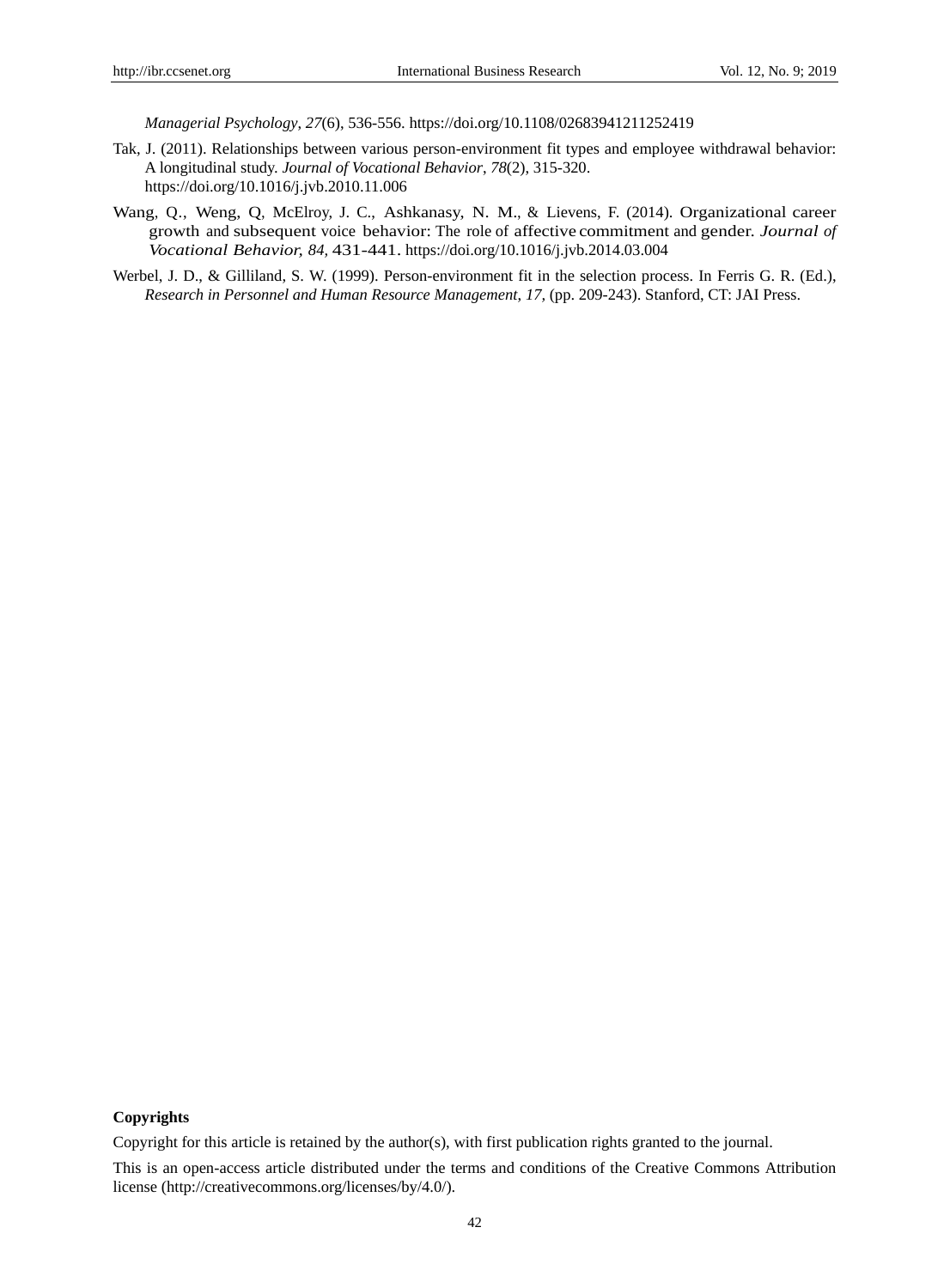*Managerial Psychology*, *27*(6), 536-556. https://doi.org/10.1108/02683941211252419

Tak, J. (2011). Relationships between various person-environment fit types and employee withdrawal behavior: A longitudinal study. *Journal of Vocational Behavior*, *78*(2), 315-320. https://doi.org/10.1016/j.jvb.2010.11.006

Wang, Q., Weng, Q, McElroy, J. C., Ashkanasy, N. M., & Lievens, F. (2014). Organizational career growth and subsequent voice behavior: The role of affective commitment and gender. *Journal of Vocational Behavior, 84,* 431-441. https://doi.org/10.1016/j.jvb.2014.03.004

Werbel, J. D., & Gilliland, S. W. (1999). Person-environment fit in the selection process. In Ferris G. R. (Ed.), *Research in Personnel and Human Resource Management, 17,* (pp. 209-243). Stanford, CT: JAI Press.

**Copyrights**

Copyright for this article is retained by the author(s), with first publication rights granted to the journal.

This is an open-access article distributed under the terms and conditions of the Creative Commons Attribution license (http://creativecommons.org/licenses/by/4.0/).